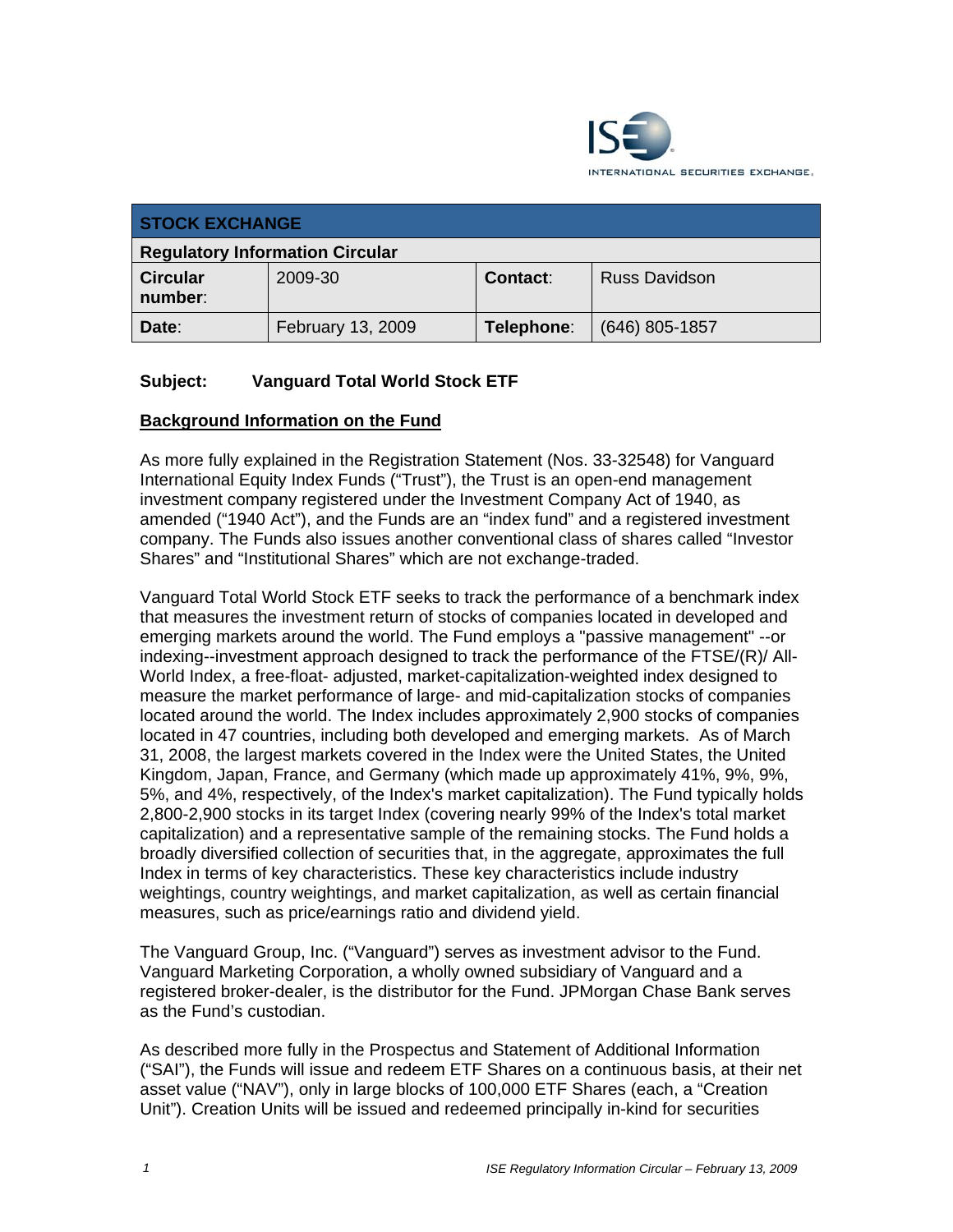INTERNATIONAL SECURITIES EXCHANGE.

| STOCK EXCHANGE | | | |
|---|---|---|---|
| **Regulatory Information Circular** | | | |
| **Circular number:** | 2009-30 | **Contact:** | Russ Davidson |
| **Date:** | February 13, 2009 | **Telephone:** | (646) 805-1857 |

**Subject: Vanguard Total World Stock ETF**

**Background Information on the Fund**

As more fully explained in the Registration Statement (Nos. 33-32548) for Vanguard International Equity Index Funds ("Trust"), the Trust is an open-end management investment company registered under the Investment Company Act of 1940, as amended ("1940 Act"), and the Funds are an "index fund" and a registered investment company. The Funds also issues another conventional class of shares called "Investor Shares" and "Institutional Shares" which are not exchange-traded.

Vanguard Total World Stock ETF seeks to track the performance of a benchmark index that measures the investment return of stocks of companies located in developed and emerging markets around the world. The Fund employs a "passive management" --or indexing--investment approach designed to track the performance of the FTSE/(R)/ All-World Index, a free-float- adjusted, market-capitalization-weighted index designed to measure the market performance of large- and mid-capitalization stocks of companies located around the world. The Index includes approximately 2,900 stocks of companies located in 47 countries, including both developed and emerging markets. As of March 31, 2008, the largest markets covered in the Index were the United States, the United Kingdom, Japan, France, and Germany (which made up approximately 41%, 9%, 9%, 5%, and 4%, respectively, of the Index's market capitalization). The Fund typically holds 2,800-2,900 stocks in its target Index (covering nearly 99% of the Index's total market capitalization) and a representative sample of the remaining stocks. The Fund holds a broadly diversified collection of securities that, in the aggregate, approximates the full Index in terms of key characteristics. These key characteristics include industry weightings, country weightings, and market capitalization, as well as certain financial measures, such as price/earnings ratio and dividend yield.

The Vanguard Group, Inc. ("Vanguard") serves as investment advisor to the Fund. Vanguard Marketing Corporation, a wholly owned subsidiary of Vanguard and a registered broker-dealer, is the distributor for the Fund. JPMorgan Chase Bank serves as the Fund's custodian.

As described more fully in the Prospectus and Statement of Additional Information ("SAI"), the Funds will issue and redeem ETF Shares on a continuous basis, at their net asset value ("NAV"), only in large blocks of 100,000 ETF Shares (each, a "Creation Unit"). Creation Units will be issued and redeemed principally in-kind for securities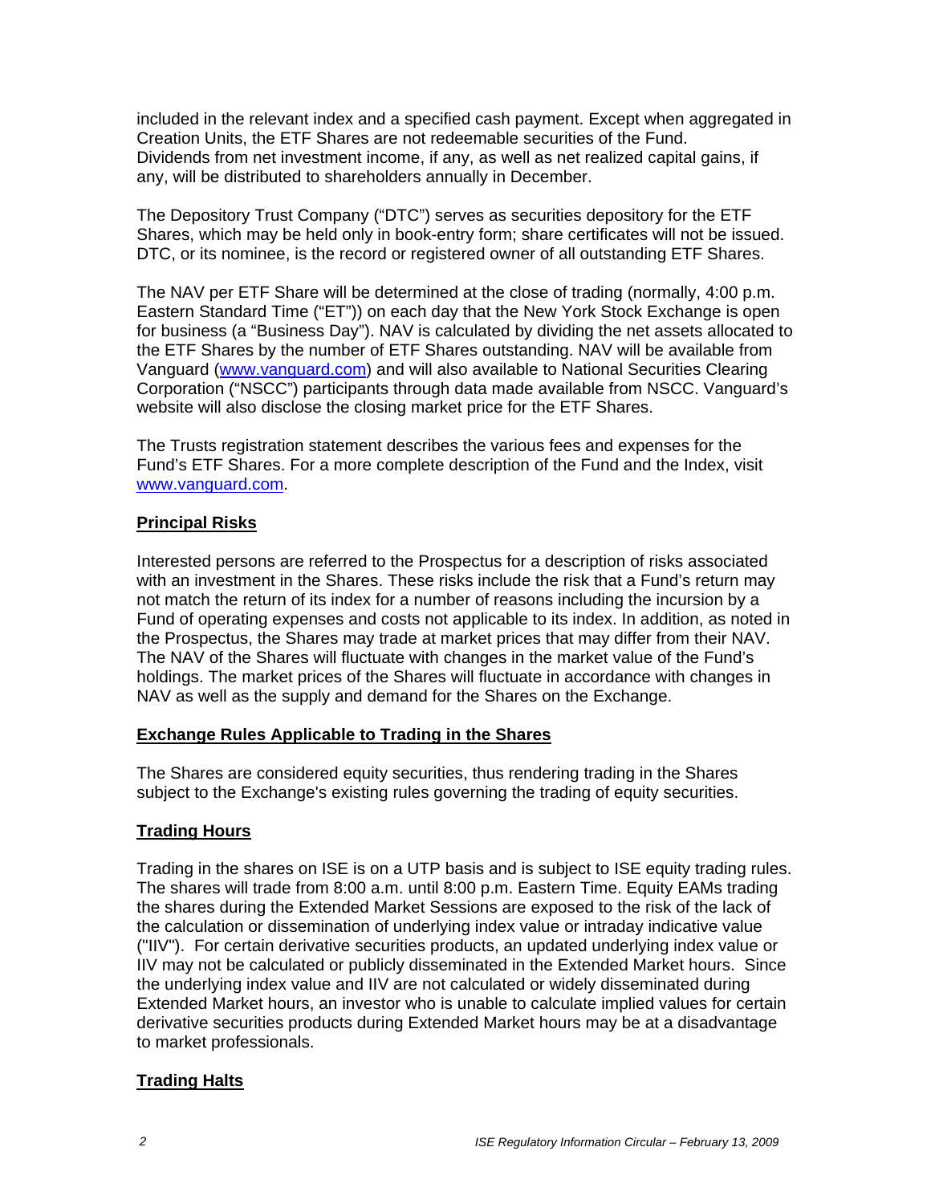included in the relevant index and a specified cash payment. Except when aggregated in Creation Units, the ETF Shares are not redeemable securities of the Fund. Dividends from net investment income, if any, as well as net realized capital gains, if any, will be distributed to shareholders annually in December.

The Depository Trust Company ("DTC") serves as securities depository for the ETF Shares, which may be held only in book-entry form; share certificates will not be issued. DTC, or its nominee, is the record or registered owner of all outstanding ETF Shares.

The NAV per ETF Share will be determined at the close of trading (normally, 4:00 p.m. Eastern Standard Time ("ET")) on each day that the New York Stock Exchange is open for business (a "Business Day"). NAV is calculated by dividing the net assets allocated to the ETF Shares by the number of ETF Shares outstanding. NAV will be available from Vanguard (www.vanguard.com) and will also available to National Securities Clearing Corporation ("NSCC") participants through data made available from NSCC. Vanguard's website will also disclose the closing market price for the ETF Shares.

The Trusts registration statement describes the various fees and expenses for the Fund's ETF Shares. For a more complete description of the Fund and the Index, visit www.vanguard.com.

## Principal Risks

Interested persons are referred to the Prospectus for a description of risks associated with an investment in the Shares. These risks include the risk that a Fund's return may not match the return of its index for a number of reasons including the incursion by a Fund of operating expenses and costs not applicable to its index. In addition, as noted in the Prospectus, the Shares may trade at market prices that may differ from their NAV. The NAV of the Shares will fluctuate with changes in the market value of the Fund's holdings. The market prices of the Shares will fluctuate in accordance with changes in NAV as well as the supply and demand for the Shares on the Exchange.

## Exchange Rules Applicable to Trading in the Shares

The Shares are considered equity securities, thus rendering trading in the Shares subject to the Exchange's existing rules governing the trading of equity securities.

## Trading Hours

Trading in the shares on ISE is on a UTP basis and is subject to ISE equity trading rules. The shares will trade from 8:00 a.m. until 8:00 p.m. Eastern Time. Equity EAMs trading the shares during the Extended Market Sessions are exposed to the risk of the lack of the calculation or dissemination of underlying index value or intraday indicative value ("IIV"). For certain derivative securities products, an updated underlying index value or IIV may not be calculated or publicly disseminated in the Extended Market hours. Since the underlying index value and IIV are not calculated or widely disseminated during Extended Market hours, an investor who is unable to calculate implied values for certain derivative securities products during Extended Market hours may be at a disadvantage to market professionals.

## Trading Halts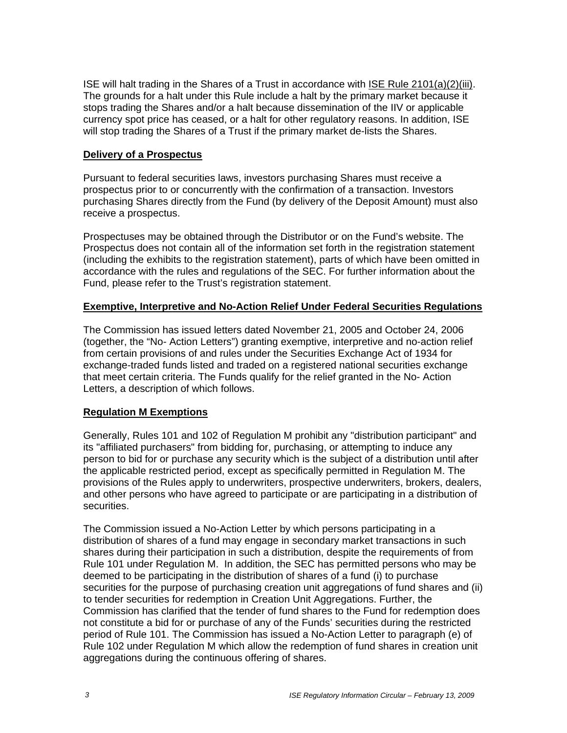ISE will halt trading in the Shares of a Trust in accordance with ISE Rule 2101(a)(2)(iii). The grounds for a halt under this Rule include a halt by the primary market because it stops trading the Shares and/or a halt because dissemination of the IIV or applicable currency spot price has ceased, or a halt for other regulatory reasons. In addition, ISE will stop trading the Shares of a Trust if the primary market de-lists the Shares.

## Delivery of a Prospectus

Pursuant to federal securities laws, investors purchasing Shares must receive a prospectus prior to or concurrently with the confirmation of a transaction. Investors purchasing Shares directly from the Fund (by delivery of the Deposit Amount) must also receive a prospectus.

Prospectuses may be obtained through the Distributor or on the Fund's website. The Prospectus does not contain all of the information set forth in the registration statement (including the exhibits to the registration statement), parts of which have been omitted in accordance with the rules and regulations of the SEC. For further information about the Fund, please refer to the Trust's registration statement.

## Exemptive, Interpretive and No-Action Relief Under Federal Securities Regulations

The Commission has issued letters dated November 21, 2005 and October 24, 2006 (together, the "No- Action Letters") granting exemptive, interpretive and no-action relief from certain provisions of and rules under the Securities Exchange Act of 1934 for exchange-traded funds listed and traded on a registered national securities exchange that meet certain criteria. The Funds qualify for the relief granted in the No- Action Letters, a description of which follows.

## Regulation M Exemptions

Generally, Rules 101 and 102 of Regulation M prohibit any "distribution participant" and its "affiliated purchasers" from bidding for, purchasing, or attempting to induce any person to bid for or purchase any security which is the subject of a distribution until after the applicable restricted period, except as specifically permitted in Regulation M. The provisions of the Rules apply to underwriters, prospective underwriters, brokers, dealers, and other persons who have agreed to participate or are participating in a distribution of securities.

The Commission issued a No-Action Letter by which persons participating in a distribution of shares of a fund may engage in secondary market transactions in such shares during their participation in such a distribution, despite the requirements of from Rule 101 under Regulation M. In addition, the SEC has permitted persons who may be deemed to be participating in the distribution of shares of a fund (i) to purchase securities for the purpose of purchasing creation unit aggregations of fund shares and (ii) to tender securities for redemption in Creation Unit Aggregations. Further, the Commission has clarified that the tender of fund shares to the Fund for redemption does not constitute a bid for or purchase of any of the Funds' securities during the restricted period of Rule 101. The Commission has issued a No-Action Letter to paragraph (e) of Rule 102 under Regulation M which allow the redemption of fund shares in creation unit aggregations during the continuous offering of shares.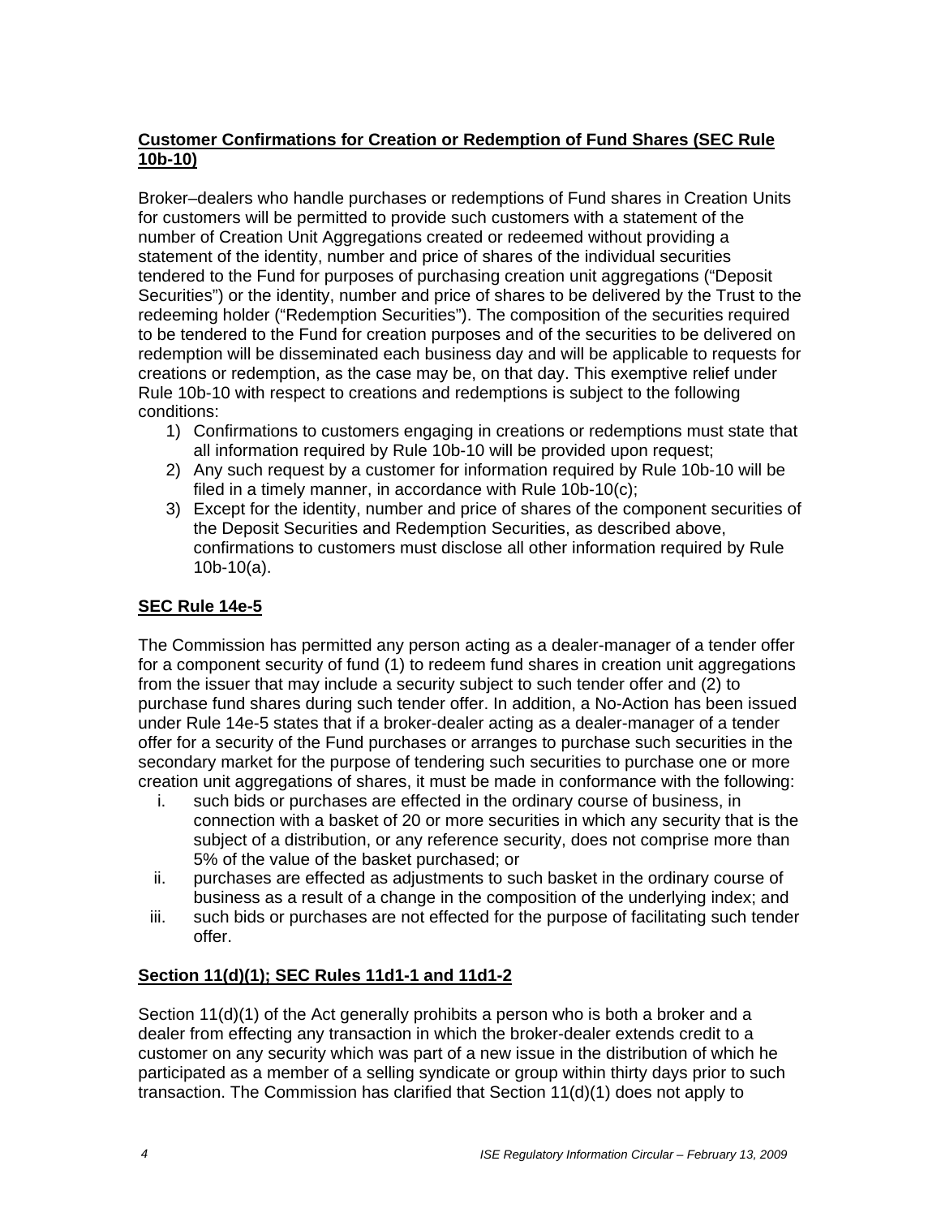## **Customer Confirmations for Creation or Redemption of Fund Shares (SEC Rule 10b-10)**

Broker–dealers who handle purchases or redemptions of Fund shares in Creation Units for customers will be permitted to provide such customers with a statement of the number of Creation Unit Aggregations created or redeemed without providing a statement of the identity, number and price of shares of the individual securities tendered to the Fund for purposes of purchasing creation unit aggregations ("Deposit Securities") or the identity, number and price of shares to be delivered by the Trust to the redeeming holder ("Redemption Securities"). The composition of the securities required to be tendered to the Fund for creation purposes and of the securities to be delivered on redemption will be disseminated each business day and will be applicable to requests for creations or redemption, as the case may be, on that day. This exemptive relief under Rule 10b-10 with respect to creations and redemptions is subject to the following conditions:

1) Confirmations to customers engaging in creations or redemptions must state that all information required by Rule 10b-10 will be provided upon request;
2) Any such request by a customer for information required by Rule 10b-10 will be filed in a timely manner, in accordance with Rule 10b-10(c);
3) Except for the identity, number and price of shares of the component securities of the Deposit Securities and Redemption Securities, as described above, confirmations to customers must disclose all other information required by Rule 10b-10(a).

## **SEC Rule 14e-5**

The Commission has permitted any person acting as a dealer-manager of a tender offer for a component security of fund (1) to redeem fund shares in creation unit aggregations from the issuer that may include a security subject to such tender offer and (2) to purchase fund shares during such tender offer. In addition, a No-Action has been issued under Rule 14e-5 states that if a broker-dealer acting as a dealer-manager of a tender offer for a security of the Fund purchases or arranges to purchase such securities in the secondary market for the purpose of tendering such securities to purchase one or more creation unit aggregations of shares, it must be made in conformance with the following:

i. such bids or purchases are effected in the ordinary course of business, in connection with a basket of 20 or more securities in which any security that is the subject of a distribution, or any reference security, does not comprise more than 5% of the value of the basket purchased; or
ii. purchases are effected as adjustments to such basket in the ordinary course of business as a result of a change in the composition of the underlying index; and
iii. such bids or purchases are not effected for the purpose of facilitating such tender offer.

## **Section 11(d)(1); SEC Rules 11d1-1 and 11d1-2**

Section 11(d)(1) of the Act generally prohibits a person who is both a broker and a dealer from effecting any transaction in which the broker-dealer extends credit to a customer on any security which was part of a new issue in the distribution of which he participated as a member of a selling syndicate or group within thirty days prior to such transaction. The Commission has clarified that Section 11(d)(1) does not apply to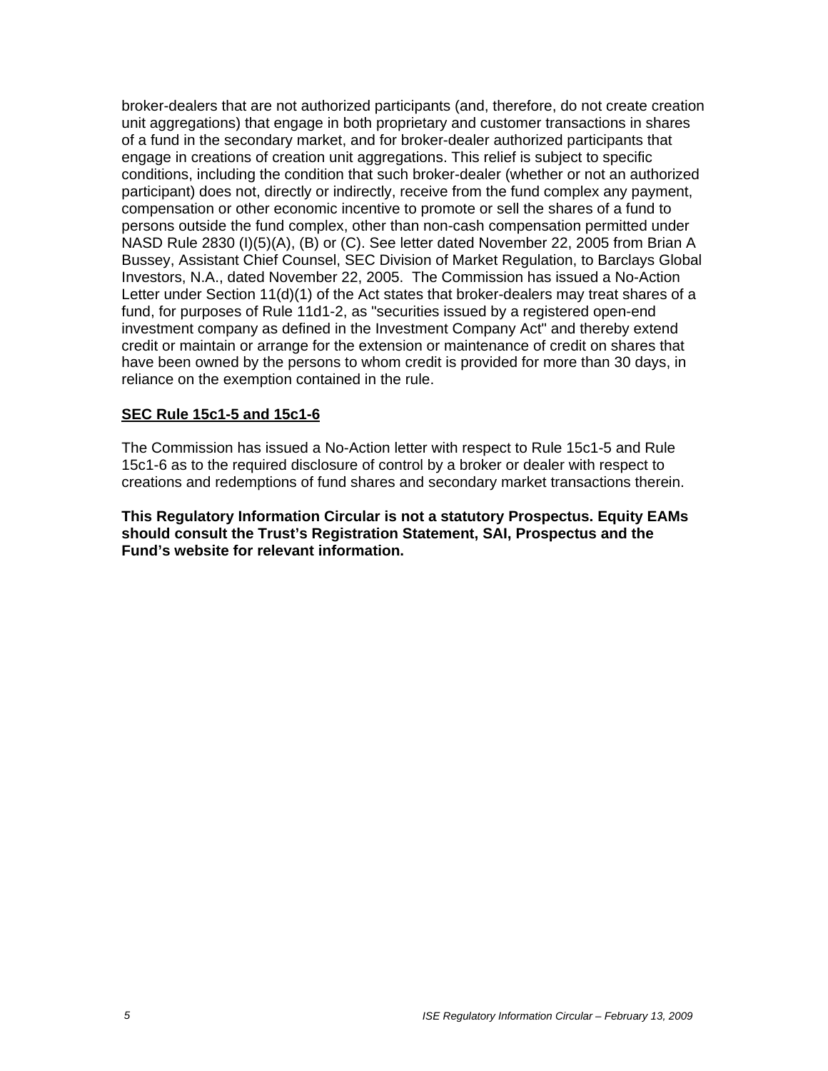broker-dealers that are not authorized participants (and, therefore, do not create creation unit aggregations) that engage in both proprietary and customer transactions in shares of a fund in the secondary market, and for broker-dealer authorized participants that engage in creations of creation unit aggregations. This relief is subject to specific conditions, including the condition that such broker-dealer (whether or not an authorized participant) does not, directly or indirectly, receive from the fund complex any payment, compensation or other economic incentive to promote or sell the shares of a fund to persons outside the fund complex, other than non-cash compensation permitted under NASD Rule 2830 (I)(5)(A), (B) or (C). See letter dated November 22, 2005 from Brian A Bussey, Assistant Chief Counsel, SEC Division of Market Regulation, to Barclays Global Investors, N.A., dated November 22, 2005. The Commission has issued a No-Action Letter under Section 11(d)(1) of the Act states that broker-dealers may treat shares of a fund, for purposes of Rule 11d1-2, as "securities issued by a registered open-end investment company as defined in the Investment Company Act" and thereby extend credit or maintain or arrange for the extension or maintenance of credit on shares that have been owned by the persons to whom credit is provided for more than 30 days, in reliance on the exemption contained in the rule.

**SEC Rule 15c1-5 and 15c1-6**

The Commission has issued a No-Action letter with respect to Rule 15c1-5 and Rule 15c1-6 as to the required disclosure of control by a broker or dealer with respect to creations and redemptions of fund shares and secondary market transactions therein.

**This Regulatory Information Circular is not a statutory Prospectus. Equity EAMs should consult the Trust's Registration Statement, SAI, Prospectus and the Fund's website for relevant information.**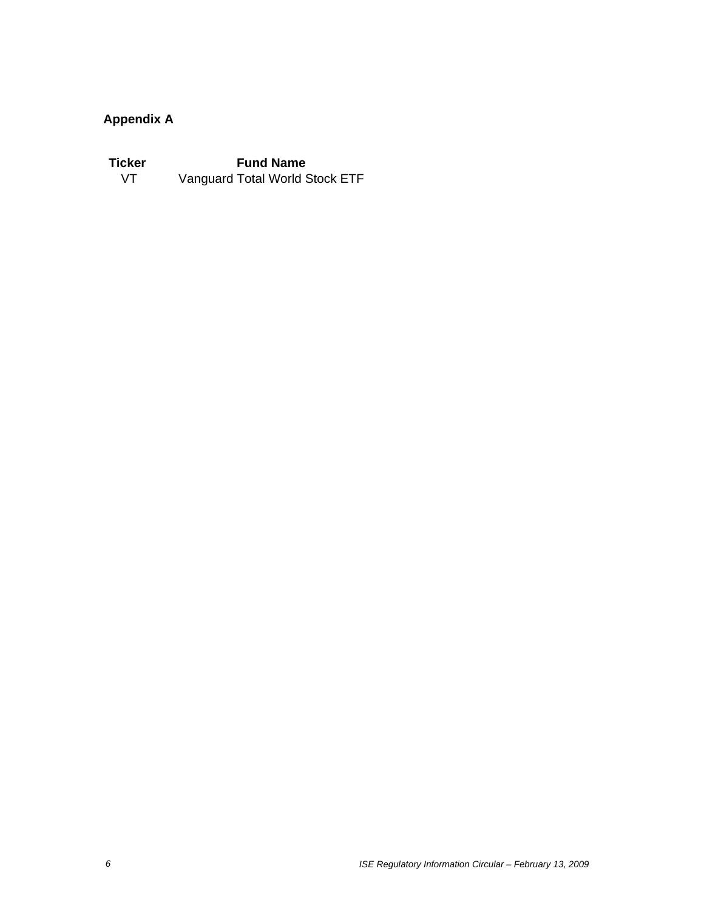**Appendix A**

| Ticker | Fund Name |
| --- | --- |
| VT | Vanguard Total World Stock ETF |